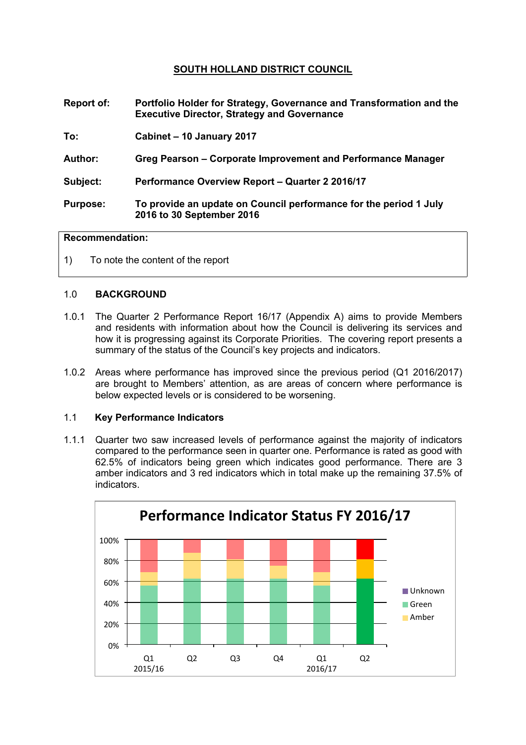**SOUTH HOLLAND DISTRICT COUNCIL**

| | |
|---|---|
| **Report of:** | **Portfolio Holder for Strategy, Governance and Transformation and the Executive Director, Strategy and Governance** |
| **To:** | **Cabinet – 10 January 2017** |
| **Author:** | **Greg Pearson – Corporate Improvement and Performance Manager** |
| **Subject:** | **Performance Overview Report – Quarter 2 2016/17** |
| **Purpose:** | **To provide an update on Council performance for the period 1 July 2016 to 30 September 2016** |

**Recommendation:**

1) To note the content of the report

## 1.0 BACKGROUND

1.0.1 The Quarter 2 Performance Report 16/17 (Appendix A) aims to provide Members and residents with information about how the Council is delivering its services and how it is progressing against its Corporate Priorities. The covering report presents a summary of the status of the Council's key projects and indicators.

1.0.2 Areas where performance has improved since the previous period (Q1 2016/2017) are brought to Members' attention, as are areas of concern where performance is below expected levels or is considered to be worsening.

### 1.1 Key Performance Indicators

1.1.1 Quarter two saw increased levels of performance against the majority of indicators compared to the performance seen in quarter one. Performance is rated as good with 62.5% of indicators being green which indicates good performance. There are 3 amber indicators and 3 red indicators which in total make up the remaining 37.5% of indicators.

**Performance Indicator Status FY 2016/17**

Legend: Unknown, Green, Amber

Periods: Q1 2015/16, Q2, Q3, Q4, Q1 2016/17, Q2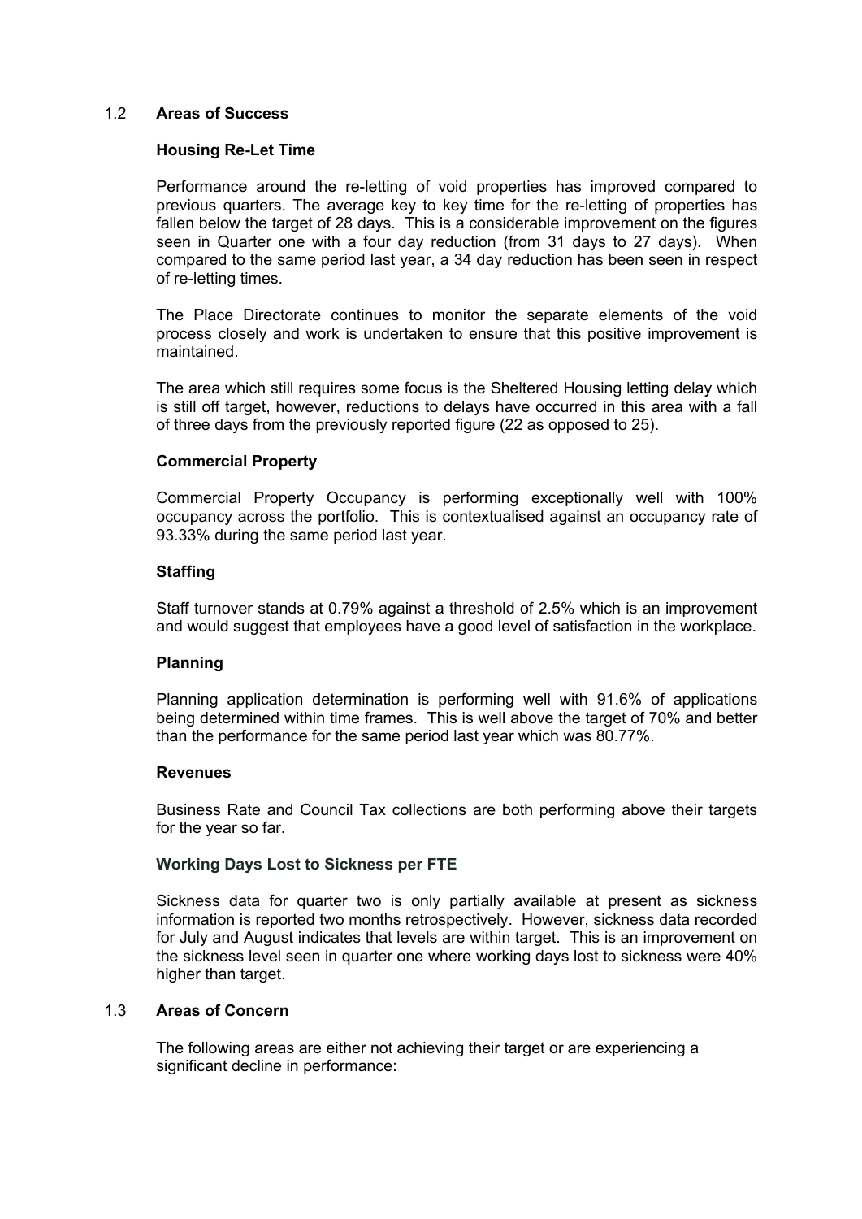## 1.2 Areas of Success

### Housing Re-Let Time

Performance around the re-letting of void properties has improved compared to previous quarters. The average key to key time for the re-letting of properties has fallen below the target of 28 days. This is a considerable improvement on the figures seen in Quarter one with a four day reduction (from 31 days to 27 days). When compared to the same period last year, a 34 day reduction has been seen in respect of re-letting times.

The Place Directorate continues to monitor the separate elements of the void process closely and work is undertaken to ensure that this positive improvement is maintained.

The area which still requires some focus is the Sheltered Housing letting delay which is still off target, however, reductions to delays have occurred in this area with a fall of three days from the previously reported figure (22 as opposed to 25).

### Commercial Property

Commercial Property Occupancy is performing exceptionally well with 100% occupancy across the portfolio. This is contextualised against an occupancy rate of 93.33% during the same period last year.

### Staffing

Staff turnover stands at 0.79% against a threshold of 2.5% which is an improvement and would suggest that employees have a good level of satisfaction in the workplace.

### Planning

Planning application determination is performing well with 91.6% of applications being determined within time frames. This is well above the target of 70% and better than the performance for the same period last year which was 80.77%.

### Revenues

Business Rate and Council Tax collections are both performing above their targets for the year so far.

### Working Days Lost to Sickness per FTE

Sickness data for quarter two is only partially available at present as sickness information is reported two months retrospectively. However, sickness data recorded for July and August indicates that levels are within target. This is an improvement on the sickness level seen in quarter one where working days lost to sickness were 40% higher than target.

## 1.3 Areas of Concern

The following areas are either not achieving their target or are experiencing a significant decline in performance: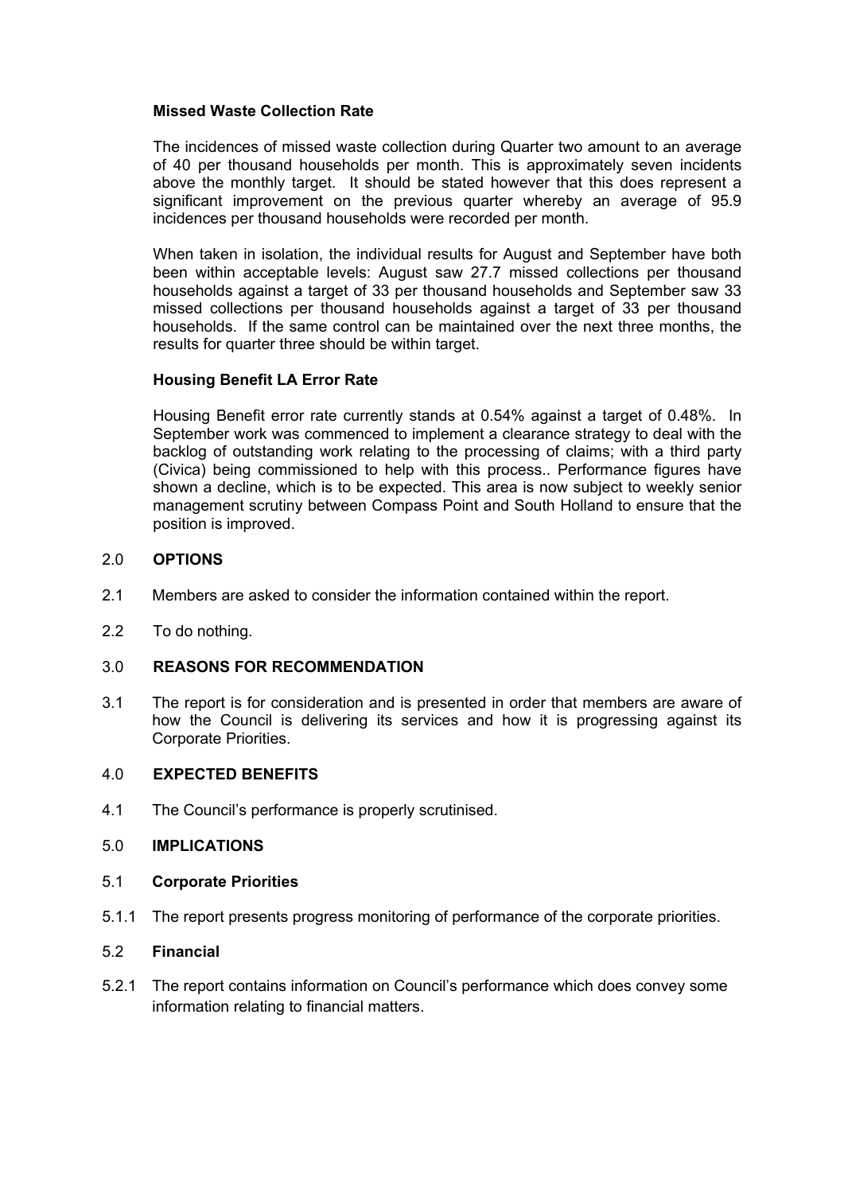**Missed Waste Collection Rate**

The incidences of missed waste collection during Quarter two amount to an average of 40 per thousand households per month. This is approximately seven incidents above the monthly target. It should be stated however that this does represent a significant improvement on the previous quarter whereby an average of 95.9 incidences per thousand households were recorded per month.

When taken in isolation, the individual results for August and September have both been within acceptable levels: August saw 27.7 missed collections per thousand households against a target of 33 per thousand households and September saw 33 missed collections per thousand households against a target of 33 per thousand households. If the same control can be maintained over the next three months, the results for quarter three should be within target.

**Housing Benefit LA Error Rate**

Housing Benefit error rate currently stands at 0.54% against a target of 0.48%. In September work was commenced to implement a clearance strategy to deal with the backlog of outstanding work relating to the processing of claims; with a third party (Civica) being commissioned to help with this process.. Performance figures have shown a decline, which is to be expected. This area is now subject to weekly senior management scrutiny between Compass Point and South Holland to ensure that the position is improved.

## 2.0 OPTIONS

2.1 Members are asked to consider the information contained within the report.

2.2 To do nothing.

## 3.0 REASONS FOR RECOMMENDATION

3.1 The report is for consideration and is presented in order that members are aware of how the Council is delivering its services and how it is progressing against its Corporate Priorities.

## 4.0 EXPECTED BENEFITS

4.1 The Council's performance is properly scrutinised.

## 5.0 IMPLICATIONS

### 5.1 Corporate Priorities

5.1.1 The report presents progress monitoring of performance of the corporate priorities.

### 5.2 Financial

5.2.1 The report contains information on Council's performance which does convey some information relating to financial matters.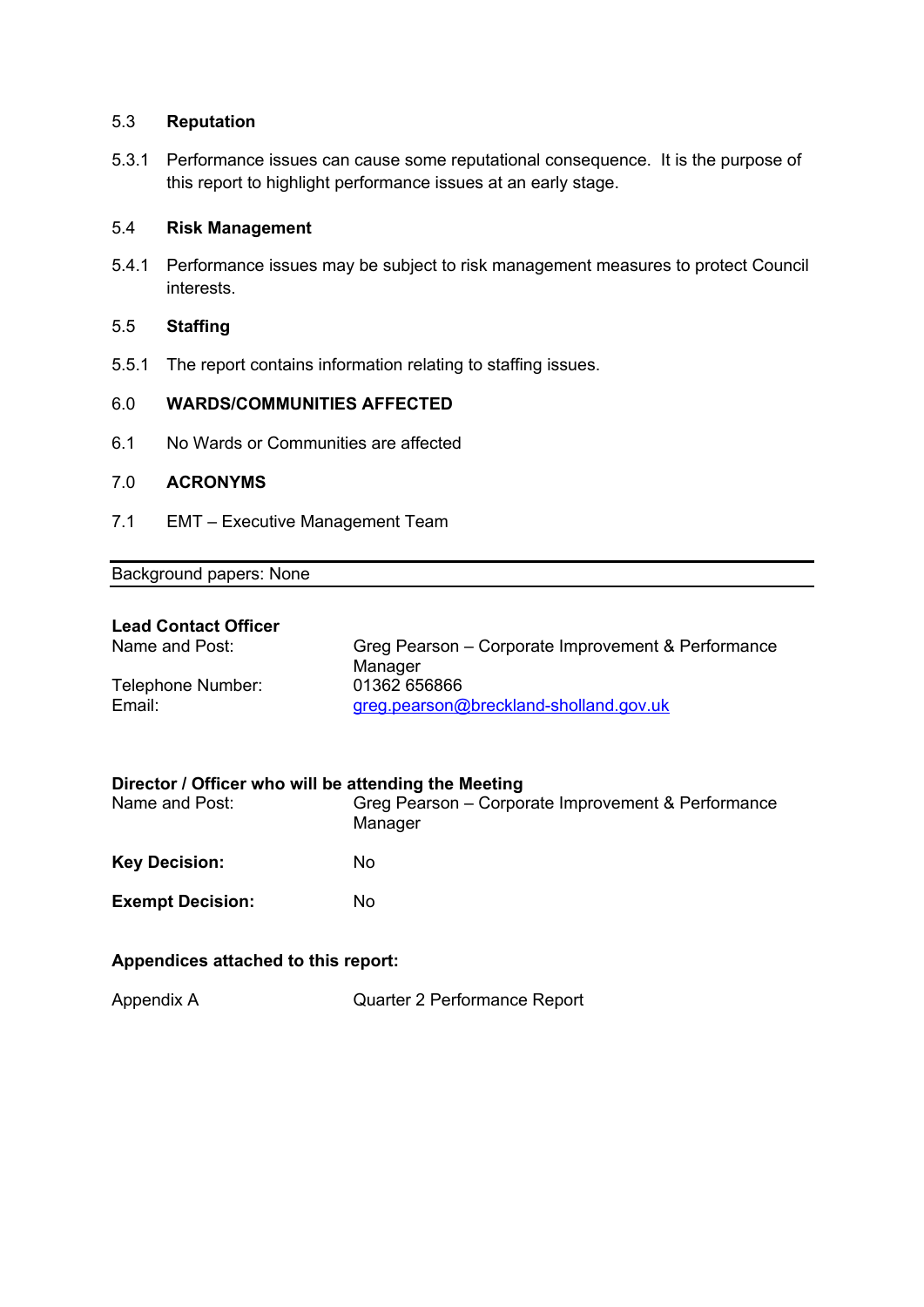### 5.3 Reputation

5.3.1 Performance issues can cause some reputational consequence. It is the purpose of this report to highlight performance issues at an early stage.

### 5.4 Risk Management

5.4.1 Performance issues may be subject to risk management measures to protect Council interests.

### 5.5 Staffing

5.5.1 The report contains information relating to staffing issues.

## 6.0 WARDS/COMMUNITIES AFFECTED

6.1 No Wards or Communities are affected

## 7.0 ACRONYMS

7.1 EMT – Executive Management Team

---

Background papers: None

---

**Lead Contact Officer**

| | |
|---|---|
| Name and Post: | Greg Pearson – Corporate Improvement & Performance Manager |
| Telephone Number: | 01362 656866 |
| Email: | greg.pearson@breckland-sholland.gov.uk |

**Director / Officer who will be attending the Meeting**

| | |
|---|---|
| Name and Post: | Greg Pearson – Corporate Improvement & Performance Manager |
| **Key Decision:** | No |
| **Exempt Decision:** | No |

**Appendices attached to this report:**

| | |
|---|---|
| Appendix A | Quarter 2 Performance Report |